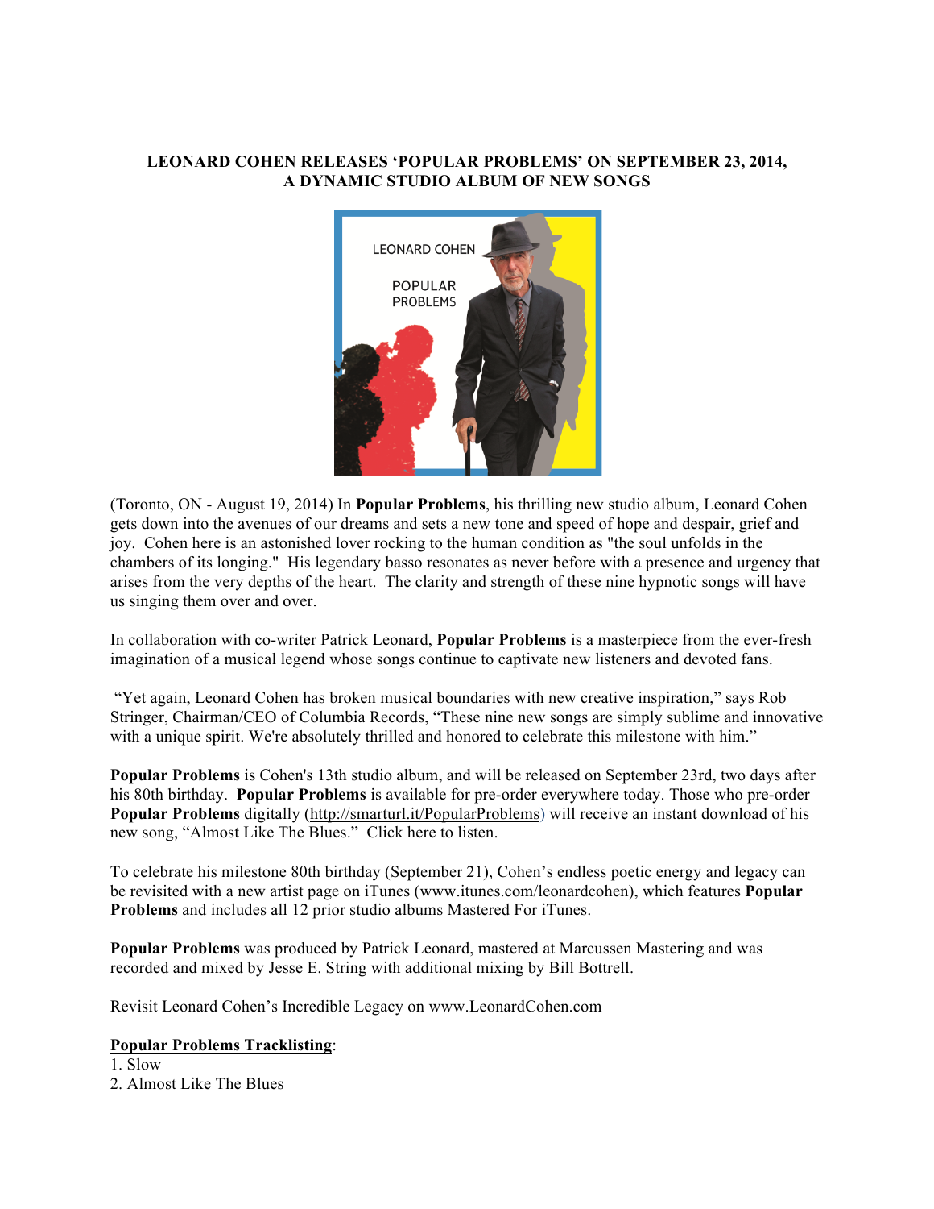**LEONARD COHEN RELEASES 'POPULAR PROBLEMS' ON SEPTEMBER 23, 2014, A DYNAMIC STUDIO ALBUM OF NEW SONGS**

(Toronto, ON - August 19, 2014) In **Popular Problems**, his thrilling new studio album, Leonard Cohen gets down into the avenues of our dreams and sets a new tone and speed of hope and despair, grief and joy. Cohen here is an astonished lover rocking to the human condition as "the soul unfolds in the chambers of its longing." His legendary basso resonates as never before with a presence and urgency that arises from the very depths of the heart. The clarity and strength of these nine hypnotic songs will have us singing them over and over.

In collaboration with co-writer Patrick Leonard, **Popular Problems** is a masterpiece from the ever-fresh imagination of a musical legend whose songs continue to captivate new listeners and devoted fans.

"Yet again, Leonard Cohen has broken musical boundaries with new creative inspiration," says Rob Stringer, Chairman/CEO of Columbia Records, "These nine new songs are simply sublime and innovative with a unique spirit. We're absolutely thrilled and honored to celebrate this milestone with him."

**Popular Problems** is Cohen's 13th studio album, and will be released on September 23rd, two days after his 80th birthday. **Popular Problems** is available for pre-order everywhere today. Those who pre-order **Popular Problems** digitally (http://smarturl.it/PopularProblems) will receive an instant download of his new song, "Almost Like The Blues." Click here to listen.

To celebrate his milestone 80th birthday (September 21), Cohen's endless poetic energy and legacy can be revisited with a new artist page on iTunes (www.itunes.com/leonardcohen), which features **Popular Problems** and includes all 12 prior studio albums Mastered For iTunes.

**Popular Problems** was produced by Patrick Leonard, mastered at Marcussen Mastering and was recorded and mixed by Jesse E. String with additional mixing by Bill Bottrell.

Revisit Leonard Cohen's Incredible Legacy on www.LeonardCohen.com

**Popular Problems Tracklisting**:

1. Slow
2. Almost Like The Blues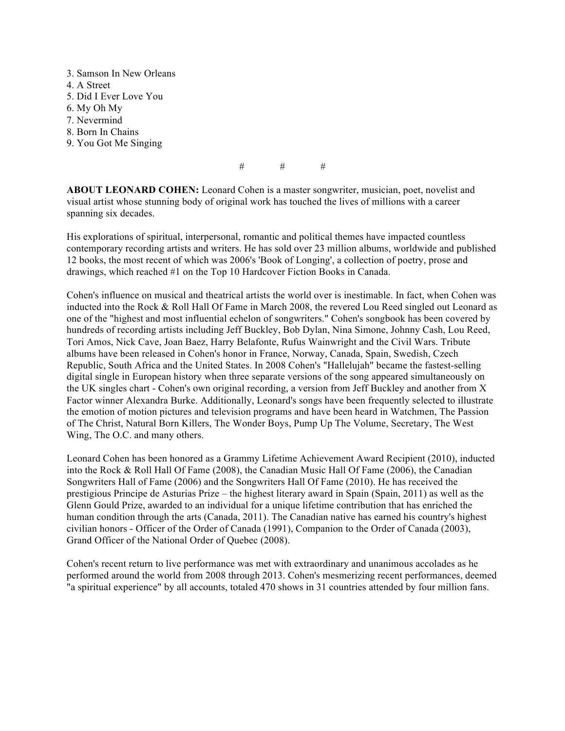3. Samson In New Orleans
4. A Street
5. Did I Ever Love You
6. My Oh My
7. Nevermind
8. Born In Chains
9. You Got Me Singing

# # #

**ABOUT LEONARD COHEN:** Leonard Cohen is a master songwriter, musician, poet, novelist and visual artist whose stunning body of original work has touched the lives of millions with a career spanning six decades.

His explorations of spiritual, interpersonal, romantic and political themes have impacted countless contemporary recording artists and writers. He has sold over 23 million albums, worldwide and published 12 books, the most recent of which was 2006's 'Book of Longing', a collection of poetry, prose and drawings, which reached #1 on the Top 10 Hardcover Fiction Books in Canada.

Cohen's influence on musical and theatrical artists the world over is inestimable. In fact, when Cohen was inducted into the Rock & Roll Hall Of Fame in March 2008, the revered Lou Reed singled out Leonard as one of the "highest and most influential echelon of songwriters." Cohen's songbook has been covered by hundreds of recording artists including Jeff Buckley, Bob Dylan, Nina Simone, Johnny Cash, Lou Reed, Tori Amos, Nick Cave, Joan Baez, Harry Belafonte, Rufus Wainwright and the Civil Wars. Tribute albums have been released in Cohen's honor in France, Norway, Canada, Spain, Swedish, Czech Republic, South Africa and the United States. In 2008 Cohen's "Hallelujah" became the fastest-selling digital single in European history when three separate versions of the song appeared simultaneously on the UK singles chart - Cohen's own original recording, a version from Jeff Buckley and another from X Factor winner Alexandra Burke. Additionally, Leonard's songs have been frequently selected to illustrate the emotion of motion pictures and television programs and have been heard in Watchmen, The Passion of The Christ, Natural Born Killers, The Wonder Boys, Pump Up The Volume, Secretary, The West Wing, The O.C. and many others.

Leonard Cohen has been honored as a Grammy Lifetime Achievement Award Recipient (2010), inducted into the Rock & Roll Hall Of Fame (2008), the Canadian Music Hall Of Fame (2006), the Canadian Songwriters Hall of Fame (2006) and the Songwriters Hall Of Fame (2010). He has received the prestigious Principe de Asturias Prize – the highest literary award in Spain (Spain, 2011) as well as the Glenn Gould Prize, awarded to an individual for a unique lifetime contribution that has enriched the human condition through the arts (Canada, 2011). The Canadian native has earned his country's highest civilian honors - Officer of the Order of Canada (1991), Companion to the Order of Canada (2003), Grand Officer of the National Order of Quebec (2008).

Cohen's recent return to live performance was met with extraordinary and unanimous accolades as he performed around the world from 2008 through 2013. Cohen's mesmerizing recent performances, deemed "a spiritual experience" by all accounts, totaled 470 shows in 31 countries attended by four million fans.